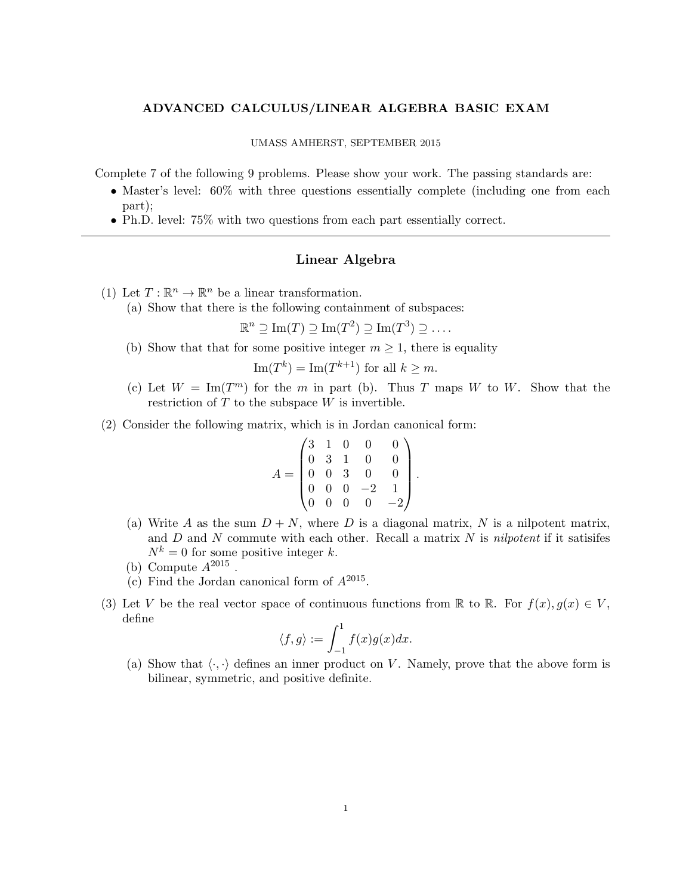# ADVANCED CALCULUS/LINEAR ALGEBRA BASIC EXAM

UMASS AMHERST, SEPTEMBER 2015

Complete 7 of the following 9 problems. Please show your work. The passing standards are:

- Master's level: 60% with three questions essentially complete (including one from each part);
- Ph.D. level: 75% with two questions from each part essentially correct.

---

## Linear Algebra

(1) Let $T : \mathbb{R}^n \to \mathbb{R}^n$ be a linear transformation.

  (a) Show that there is the following containment of subspaces:
$$\mathbb{R}^n \supseteq \operatorname{Im}(T) \supseteq \operatorname{Im}(T^2) \supseteq \operatorname{Im}(T^3) \supseteq \ldots.$$

  (b) Show that that for some positive integer $m \geq 1$, there is equality
$$\operatorname{Im}(T^k) = \operatorname{Im}(T^{k+1}) \text{ for all } k \geq m.$$

  (c) Let $W = \operatorname{Im}(T^m)$ for the $m$ in part (b). Thus $T$ maps $W$ to $W$. Show that the restriction of $T$ to the subspace $W$ is invertible.

(2) Consider the following matrix, which is in Jordan canonical form:
$$A = \begin{pmatrix} 3 & 1 & 0 & 0 & 0 \\ 0 & 3 & 1 & 0 & 0 \\ 0 & 0 & 3 & 0 & 0 \\ 0 & 0 & 0 & -2 & 1 \\ 0 & 0 & 0 & 0 & -2 \end{pmatrix}.$$

  (a) Write $A$ as the sum $D + N$, where $D$ is a diagonal matrix, $N$ is a nilpotent matrix, and $D$ and $N$ commute with each other. Recall a matrix $N$ is *nilpotent* if it satisifes $N^k = 0$ for some positive integer $k$.

  (b) Compute $A^{2015}$ .

  (c) Find the Jordan canonical form of $A^{2015}$.

(3) Let $V$ be the real vector space of continuous functions from $\mathbb{R}$ to $\mathbb{R}$. For $f(x), g(x) \in V$, define
$$\langle f, g \rangle := \int_{-1}^{1} f(x)g(x)dx.$$

  (a) Show that $\langle \cdot, \cdot \rangle$ defines an inner product on $V$. Namely, prove that the above form is bilinear, symmetric, and positive definite.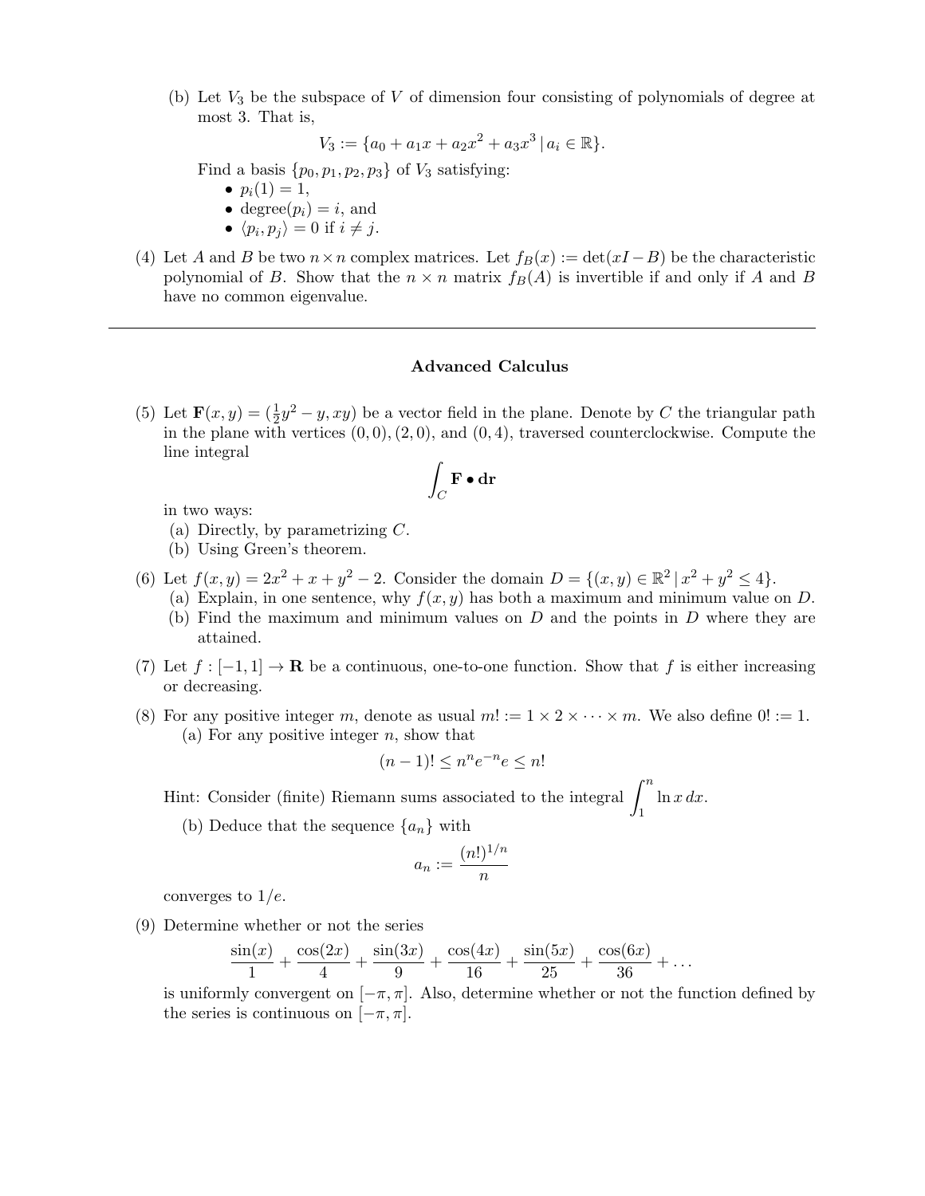(b) Let $V_3$ be the subspace of $V$ of dimension four consisting of polynomials of degree at most 3. That is,

$$V_3 := \{a_0 + a_1 x + a_2 x^2 + a_3 x^3 \mid a_i \in \mathbb{R}\}.$$

Find a basis $\{p_0, p_1, p_2, p_3\}$ of $V_3$ satisfying:

- $p_i(1) = 1$,
- degree$(p_i) = i$, and
- $\langle p_i, p_j \rangle = 0$ if $i \neq j$.

(4) Let $A$ and $B$ be two $n \times n$ complex matrices. Let $f_B(x) := \det(xI - B)$ be the characteristic polynomial of $B$. Show that the $n \times n$ matrix $f_B(A)$ is invertible if and only if $A$ and $B$ have no common eigenvalue.

---

## Advanced Calculus

(5) Let $\mathbf{F}(x, y) = (\frac{1}{2}y^2 - y, xy)$ be a vector field in the plane. Denote by $C$ the triangular path in the plane with vertices $(0, 0), (2, 0)$, and $(0, 4)$, traversed counterclockwise. Compute the line integral

$$\int_C \mathbf{F} \bullet \mathbf{dr}$$

in two ways:

(a) Directly, by parametrizing $C$.

(b) Using Green's theorem.

(6) Let $f(x, y) = 2x^2 + x + y^2 - 2$. Consider the domain $D = \{(x, y) \in \mathbb{R}^2 \mid x^2 + y^2 \leq 4\}$.

(a) Explain, in one sentence, why $f(x, y)$ has both a maximum and minimum value on $D$.

(b) Find the maximum and minimum values on $D$ and the points in $D$ where they are attained.

(7) Let $f : [-1, 1] \to \mathbf{R}$ be a continuous, one-to-one function. Show that $f$ is either increasing or decreasing.

(8) For any positive integer $m$, denote as usual $m! := 1 \times 2 \times \cdots \times m$. We also define $0! := 1$.

(a) For any positive integer $n$, show that

$$(n-1)! \leq n^n e^{-n} e \leq n!$$

Hint: Consider (finite) Riemann sums associated to the integral $\displaystyle\int_1^n \ln x \, dx$.

(b) Deduce that the sequence $\{a_n\}$ with

$$a_n := \frac{(n!)^{1/n}}{n}$$

converges to $1/e$.

(9) Determine whether or not the series

$$\frac{\sin(x)}{1} + \frac{\cos(2x)}{4} + \frac{\sin(3x)}{9} + \frac{\cos(4x)}{16} + \frac{\sin(5x)}{25} + \frac{\cos(6x)}{36} + \ldots$$

is uniformly convergent on $[-\pi, \pi]$. Also, determine whether or not the function defined by the series is continuous on $[-\pi, \pi]$.